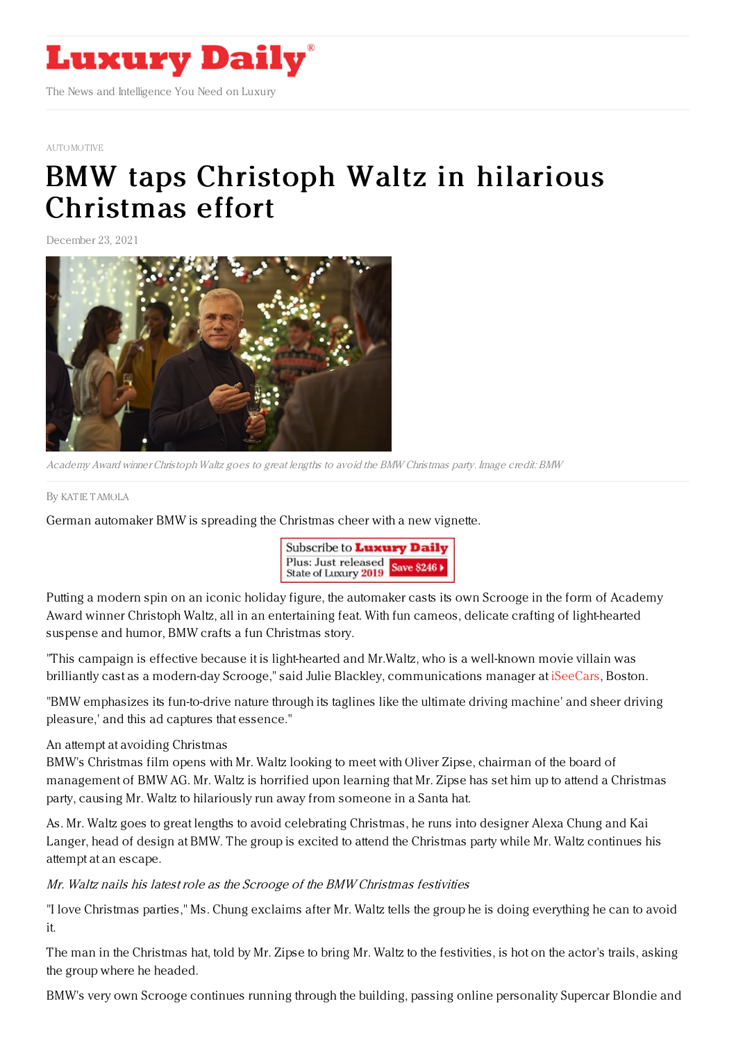AUTOMOTIVE

# BMW taps Christoph Waltz in hilarious Christmas effort

December 23, 2021

*Academy Award winner Christoph Waltz goes to great lengths to avoid the BMW Christmas party. Image credit: BMW*

By KATIE TAMOLA

German automaker BMW is spreading the Christmas cheer with a new vignette.

Putting a modern spin on an iconic holiday figure, the automaker casts its own Scrooge in the form of Academy Award winner Christoph Waltz, all in an entertaining feat. With fun cameos, delicate crafting of light-hearted suspense and humor, BMW crafts a fun Christmas story.

"This campaign is effective because it is light-hearted and Mr.Waltz, who is a well-known movie villain was brilliantly cast as a modern-day Scrooge," said Julie Blackley, communications manager at iSeeCars, Boston.

"BMW emphasizes its fun-to-drive nature through its taglines like the ultimate driving machine' and sheer driving pleasure,' and this ad captures that essence."

An attempt at avoiding Christmas

BMW's Christmas film opens with Mr. Waltz looking to meet with Oliver Zipse, chairman of the board of management of BMW AG. Mr. Waltz is horrified upon learning that Mr. Zipse has set him up to attend a Christmas party, causing Mr. Waltz to hilariously run away from someone in a Santa hat.

As. Mr. Waltz goes to great lengths to avoid celebrating Christmas, he runs into designer Alexa Chung and Kai Langer, head of design at BMW. The group is excited to attend the Christmas party while Mr. Waltz continues his attempt at an escape.

*Mr. Waltz nails his latest role as the Scrooge of the BMW Christmas festivities*

"I love Christmas parties," Ms. Chung exclaims after Mr. Waltz tells the group he is doing everything he can to avoid it.

The man in the Christmas hat, told by Mr. Zipse to bring Mr. Waltz to the festivities, is hot on the actor's trails, asking the group where he headed.

BMW's very own Scrooge continues running through the building, passing online personality Supercar Blondie and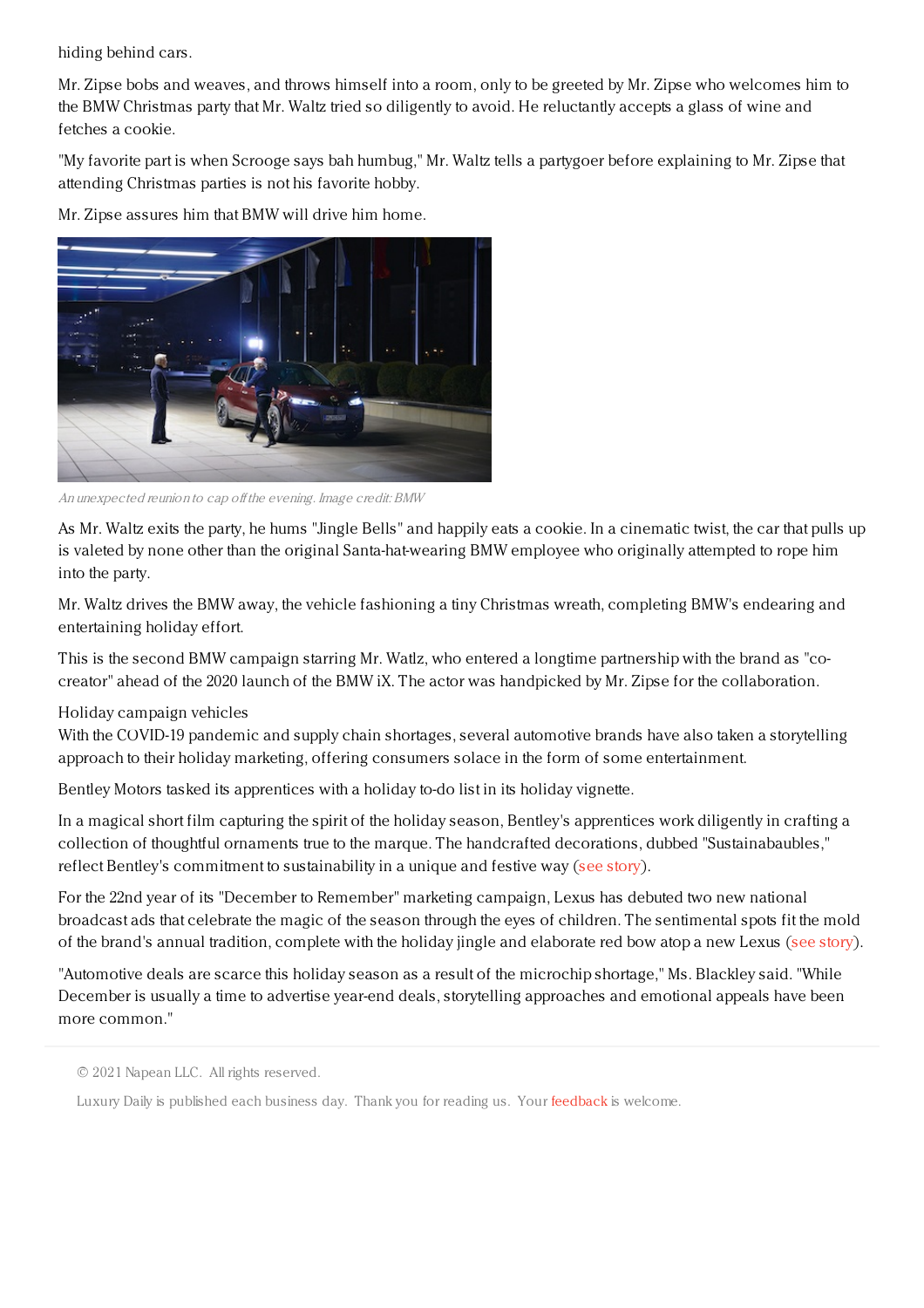hiding behind cars.

Mr. Zipse bobs and weaves, and throws himself into a room, only to be greeted by Mr. Zipse who welcomes him to the BMW Christmas party that Mr. Waltz tried so diligently to avoid. He reluctantly accepts a glass of wine and fetches a cookie.

"My favorite part is when Scrooge says bah humbug," Mr. Waltz tells a partygoer before explaining to Mr. Zipse that attending Christmas parties is not his favorite hobby.

Mr. Zipse assures him that BMW will drive him home.

*An unexpected reunion to cap off the evening. Image credit: BMW*

As Mr. Waltz exits the party, he hums "Jingle Bells" and happily eats a cookie. In a cinematic twist, the car that pulls up is valeted by none other than the original Santa-hat-wearing BMW employee who originally attempted to rope him into the party.

Mr. Waltz drives the BMW away, the vehicle fashioning a tiny Christmas wreath, completing BMW's endearing and entertaining holiday effort.

This is the second BMW campaign starring Mr. Watlz, who entered a longtime partnership with the brand as "co-creator" ahead of the 2020 launch of the BMW iX. The actor was handpicked by Mr. Zipse for the collaboration.

Holiday campaign vehicles

With the COVID-19 pandemic and supply chain shortages, several automotive brands have also taken a storytelling approach to their holiday marketing, offering consumers solace in the form of some entertainment.

Bentley Motors tasked its apprentices with a holiday to-do list in its holiday vignette.

In a magical short film capturing the spirit of the holiday season, Bentley's apprentices work diligently in crafting a collection of thoughtful ornaments true to the marque. The handcrafted decorations, dubbed "Sustainabaubles," reflect Bentley's commitment to sustainability in a unique and festive way (see story).

For the 22nd year of its "December to Remember" marketing campaign, Lexus has debuted two new national broadcast ads that celebrate the magic of the season through the eyes of children. The sentimental spots fit the mold of the brand's annual tradition, complete with the holiday jingle and elaborate red bow atop a new Lexus (see story).

"Automotive deals are scarce this holiday season as a result of the microchip shortage," Ms. Blackley said. "While December is usually a time to advertise year-end deals, storytelling approaches and emotional appeals have been more common."

© 2021 Napean LLC. All rights reserved.

Luxury Daily is published each business day. Thank you for reading us. Your feedback is welcome.